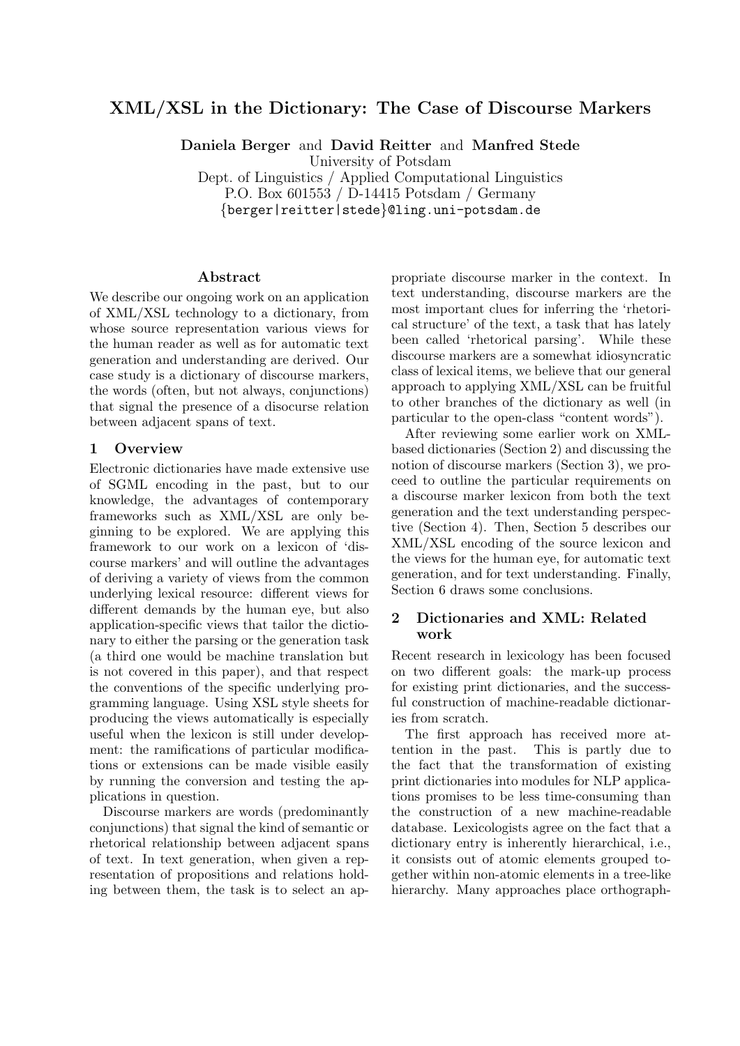# XML/XSL in the Dictionary: The Case of Discourse Markers

**Daniela Berger** and **David Reitter** and **Manfred Stede**
University of Potsdam
Dept. of Linguistics / Applied Computational Linguistics
P.O. Box 601553 / D-14415 Potsdam / Germany
{berger|reitter|stede}@ling.uni-potsdam.de

## Abstract

We describe our ongoing work on an application of XML/XSL technology to a dictionary, from whose source representation various views for the human reader as well as for automatic text generation and understanding are derived. Our case study is a dictionary of discourse markers, the words (often, but not always, conjunctions) that signal the presence of a disocurse relation between adjacent spans of text.

## 1 Overview

Electronic dictionaries have made extensive use of SGML encoding in the past, but to our knowledge, the advantages of contemporary frameworks such as XML/XSL are only beginning to be explored. We are applying this framework to our work on a lexicon of 'discourse markers' and will outline the advantages of deriving a variety of views from the common underlying lexical resource: different views for different demands by the human eye, but also application-specific views that tailor the dictionary to either the parsing or the generation task (a third one would be machine translation but is not covered in this paper), and that respect the conventions of the specific underlying programming language. Using XSL style sheets for producing the views automatically is especially useful when the lexicon is still under development: the ramifications of particular modifications or extensions can be made visible easily by running the conversion and testing the applications in question.

Discourse markers are words (predominantly conjunctions) that signal the kind of semantic or rhetorical relationship between adjacent spans of text. In text generation, when given a representation of propositions and relations holding between them, the task is to select an appropriate discourse marker in the context. In text understanding, discourse markers are the most important clues for inferring the 'rhetorical structure' of the text, a task that has lately been called 'rhetorical parsing'. While these discourse markers are a somewhat idiosyncratic class of lexical items, we believe that our general approach to applying XML/XSL can be fruitful to other branches of the dictionary as well (in particular to the open-class "content words").

After reviewing some earlier work on XML-based dictionaries (Section 2) and discussing the notion of discourse markers (Section 3), we proceed to outline the particular requirements on a discourse marker lexicon from both the text generation and the text understanding perspective (Section 4). Then, Section 5 describes our XML/XSL encoding of the source lexicon and the views for the human eye, for automatic text generation, and for text understanding. Finally, Section 6 draws some conclusions.

## 2 Dictionaries and XML: Related work

Recent research in lexicology has been focused on two different goals: the mark-up process for existing print dictionaries, and the successful construction of machine-readable dictionaries from scratch.

The first approach has received more attention in the past. This is partly due to the fact that the transformation of existing print dictionaries into modules for NLP applications promises to be less time-consuming than the construction of a new machine-readable database. Lexicologists agree on the fact that a dictionary entry is inherently hierarchical, i.e., it consists out of atomic elements grouped together within non-atomic elements in a tree-like hierarchy. Many approaches place orthograph-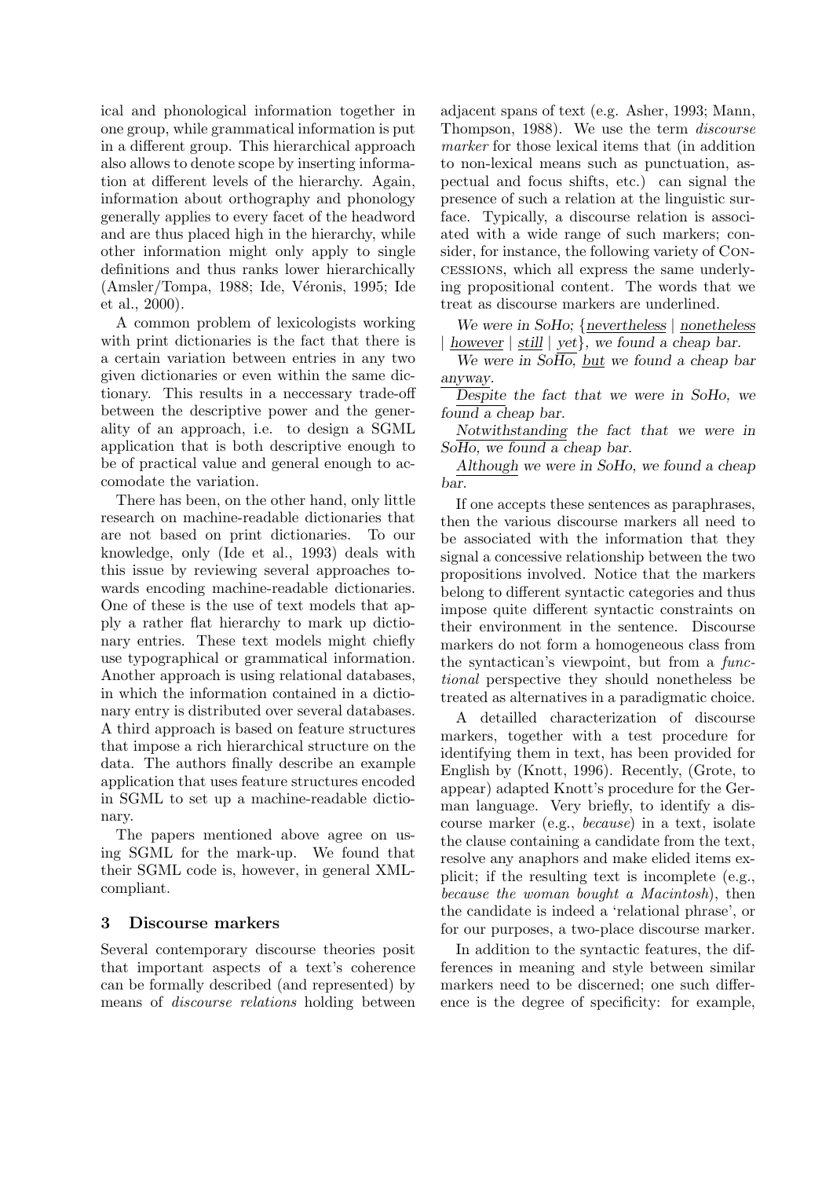ical and phonological information together in one group, while grammatical information is put in a different group. This hierarchical approach also allows to denote scope by inserting information at different levels of the hierarchy. Again, information about orthography and phonology generally applies to every facet of the headword and are thus placed high in the hierarchy, while other information might only apply to single definitions and thus ranks lower hierarchically (Amsler/Tompa, 1988; Ide, Véronis, 1995; Ide et al., 2000).

A common problem of lexicologists working with print dictionaries is the fact that there is a certain variation between entries in any two given dictionaries or even within the same dictionary. This results in a neccessary trade-off between the descriptive power and the generality of an approach, i.e. to design a SGML application that is both descriptive enough to be of practical value and general enough to accomodate the variation.

There has been, on the other hand, only little research on machine-readable dictionaries that are not based on print dictionaries. To our knowledge, only (Ide et al., 1993) deals with this issue by reviewing several approaches towards encoding machine-readable dictionaries. One of these is the use of text models that apply a rather flat hierarchy to mark up dictionary entries. These text models might chiefly use typographical or grammatical information. Another approach is using relational databases, in which the information contained in a dictionary entry is distributed over several databases. A third approach is based on feature structures that impose a rich hierarchical structure on the data. The authors finally describe an example application that uses feature structures encoded in SGML to set up a machine-readable dictionary.

The papers mentioned above agree on using SGML for the mark-up. We found that their SGML code is, however, in general XML-compliant.

## 3 Discourse markers

Several contemporary discourse theories posit that important aspects of a text's coherence can be formally described (and represented) by means of *discourse relations* holding between adjacent spans of text (e.g. Asher, 1993; Mann, Thompson, 1988). We use the term *discourse marker* for those lexical items that (in addition to non-lexical means such as punctuation, aspectual and focus shifts, etc.) can signal the presence of such a relation at the linguistic surface. Typically, a discourse relation is associated with a wide range of such markers; consider, for instance, the following variety of CONCESSIONS, which all express the same underlying propositional content. The words that we treat as discourse markers are underlined.

*We were in SoHo;* {<u>*nevertheless*</u> | <u>*nonetheless*</u> | <u>*however*</u> | <u>*still*</u> | <u>*yet*</u>}*, we found a cheap bar.*

*We were in SoHo,* <u>but</u> *we found a cheap bar* <u>*anyway*</u>.

<u>*Despite*</u> *the fact that we were in SoHo, we found a cheap bar.*

<u>*Notwithstanding*</u> *the fact that we were in SoHo, we found a cheap bar.*

<u>*Although*</u> *we were in SoHo, we found a cheap bar.*

If one accepts these sentences as paraphrases, then the various discourse markers all need to be associated with the information that they signal a concessive relationship between the two propositions involved. Notice that the markers belong to different syntactic categories and thus impose quite different syntactic constraints on their environment in the sentence. Discourse markers do not form a homogeneous class from the syntactican's viewpoint, but from a *functional* perspective they should nonetheless be treated as alternatives in a paradigmatic choice.

A detailled characterization of discourse markers, together with a test procedure for identifying them in text, has been provided for English by (Knott, 1996). Recently, (Grote, to appear) adapted Knott's procedure for the German language. Very briefly, to identify a discourse marker (e.g., *because*) in a text, isolate the clause containing a candidate from the text, resolve any anaphors and make elided items explicit; if the resulting text is incomplete (e.g., *because the woman bought a Macintosh*), then the candidate is indeed a 'relational phrase', or for our purposes, a two-place discourse marker.

In addition to the syntactic features, the differences in meaning and style between similar markers need to be discerned; one such difference is the degree of specificity: for example,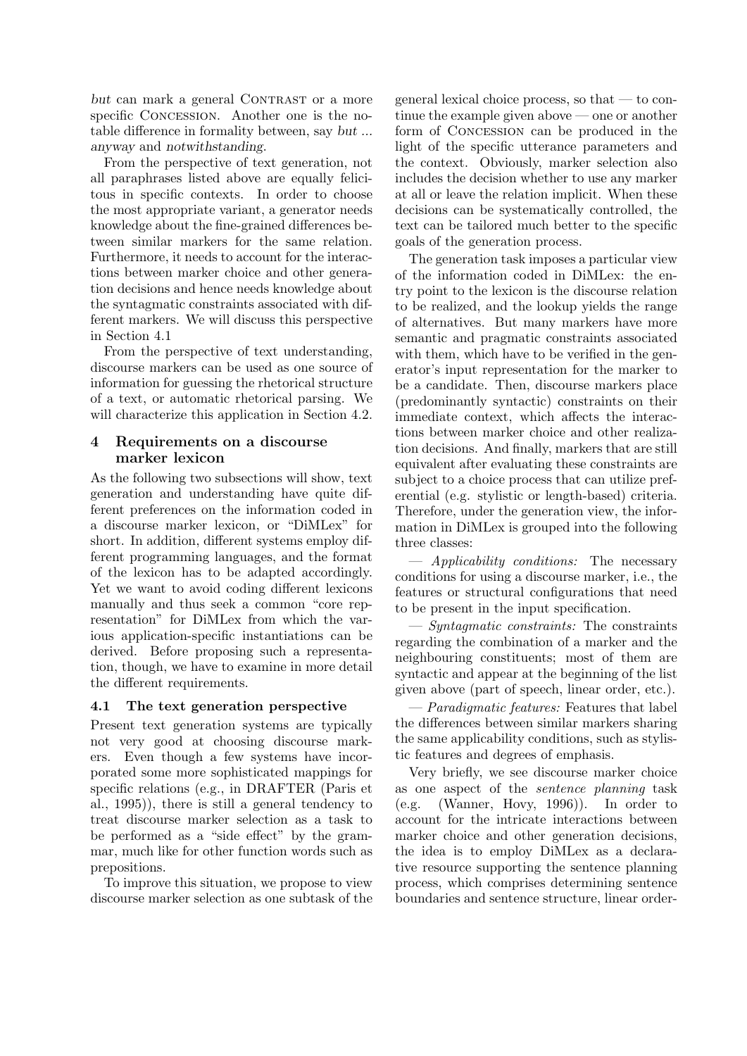*but* can mark a general Contrast or a more specific Concession. Another one is the notable difference in formality between, say *but ... anyway* and *notwithstanding*.

From the perspective of text generation, not all paraphrases listed above are equally felicitous in specific contexts. In order to choose the most appropriate variant, a generator needs knowledge about the fine-grained differences between similar markers for the same relation. Furthermore, it needs to account for the interactions between marker choice and other generation decisions and hence needs knowledge about the syntagmatic constraints associated with different markers. We will discuss this perspective in Section 4.1

From the perspective of text understanding, discourse markers can be used as one source of information for guessing the rhetorical structure of a text, or automatic rhetorical parsing. We will characterize this application in Section 4.2.

## 4 Requirements on a discourse marker lexicon

As the following two subsections will show, text generation and understanding have quite different preferences on the information coded in a discourse marker lexicon, or "DiMLex" for short. In addition, different systems employ different programming languages, and the format of the lexicon has to be adapted accordingly. Yet we want to avoid coding different lexicons manually and thus seek a common "core representation" for DiMLex from which the various application-specific instantiations can be derived. Before proposing such a representation, though, we have to examine in more detail the different requirements.

### 4.1 The text generation perspective

Present text generation systems are typically not very good at choosing discourse markers. Even though a few systems have incorporated some more sophisticated mappings for specific relations (e.g., in DRAFTER (Paris et al., 1995)), there is still a general tendency to treat discourse marker selection as a task to be performed as a "side effect" by the grammar, much like for other function words such as prepositions.

To improve this situation, we propose to view discourse marker selection as one subtask of the general lexical choice process, so that — to continue the example given above — one or another form of Concession can be produced in the light of the specific utterance parameters and the context. Obviously, marker selection also includes the decision whether to use any marker at all or leave the relation implicit. When these decisions can be systematically controlled, the text can be tailored much better to the specific goals of the generation process.

The generation task imposes a particular view of the information coded in DiMLex: the entry point to the lexicon is the discourse relation to be realized, and the lookup yields the range of alternatives. But many markers have more semantic and pragmatic constraints associated with them, which have to be verified in the generator's input representation for the marker to be a candidate. Then, discourse markers place (predominantly syntactic) constraints on their immediate context, which affects the interactions between marker choice and other realization decisions. And finally, markers that are still equivalent after evaluating these constraints are subject to a choice process that can utilize preferential (e.g. stylistic or length-based) criteria. Therefore, under the generation view, the information in DiMLex is grouped into the following three classes:

— *Applicability conditions:* The necessary conditions for using a discourse marker, i.e., the features or structural configurations that need to be present in the input specification.

— *Syntagmatic constraints:* The constraints regarding the combination of a marker and the neighbouring constituents; most of them are syntactic and appear at the beginning of the list given above (part of speech, linear order, etc.).

— *Paradigmatic features:* Features that label the differences between similar markers sharing the same applicability conditions, such as stylistic features and degrees of emphasis.

Very briefly, we see discourse marker choice as one aspect of the *sentence planning* task (e.g. (Wanner, Hovy, 1996)). In order to account for the intricate interactions between marker choice and other generation decisions, the idea is to employ DiMLex as a declarative resource supporting the sentence planning process, which comprises determining sentence boundaries and sentence structure, linear order-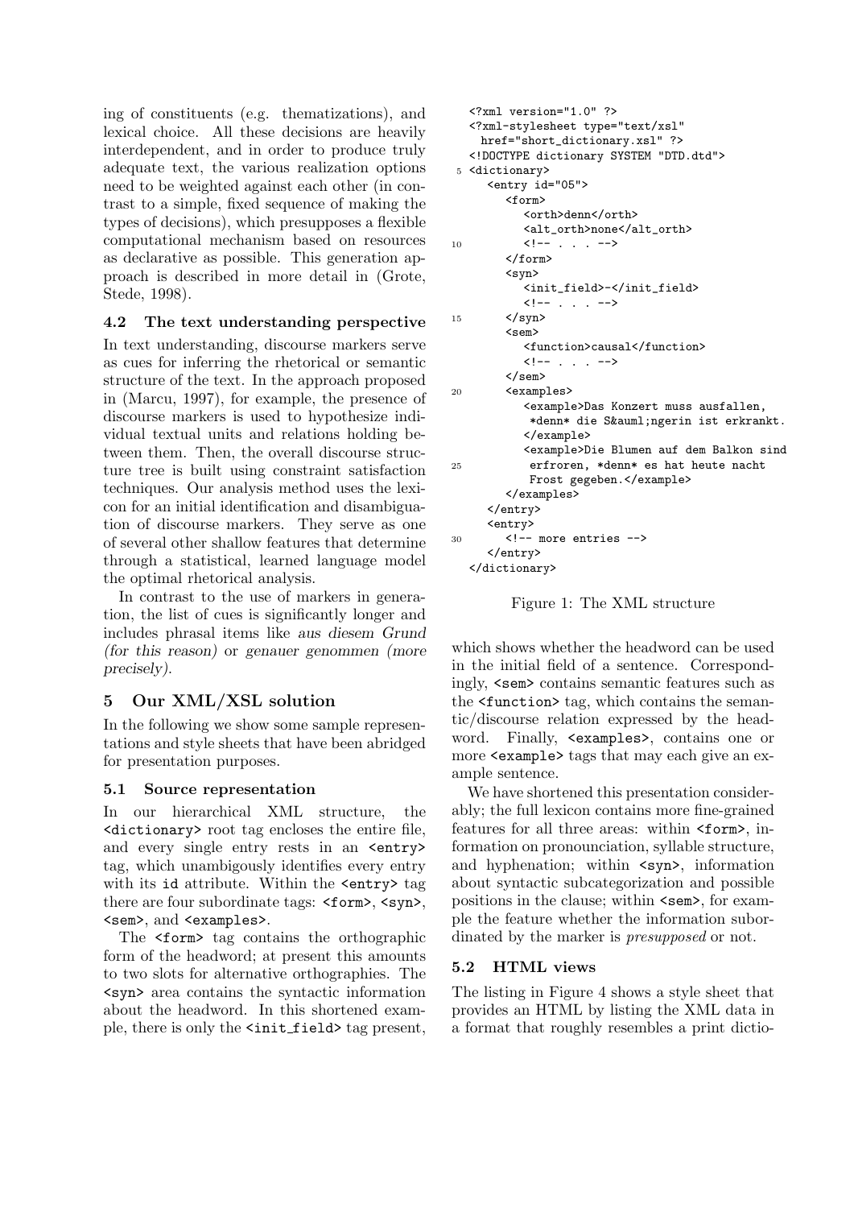ing of constituents (e.g. thematizations), and lexical choice. All these decisions are heavily interdependent, and in order to produce truly adequate text, the various realization options need to be weighted against each other (in contrast to a simple, fixed sequence of making the types of decisions), which presupposes a flexible computational mechanism based on resources as declarative as possible. This generation approach is described in more detail in (Grote, Stede, 1998).

### 4.2 The text understanding perspective

In text understanding, discourse markers serve as cues for inferring the rhetorical or semantic structure of the text. In the approach proposed in (Marcu, 1997), for example, the presence of discourse markers is used to hypothesize individual textual units and relations holding between them. Then, the overall discourse structure tree is built using constraint satisfaction techniques. Our analysis method uses the lexicon for an initial identification and disambiguation of discourse markers. They serve as one of several other shallow features that determine through a statistical, learned language model the optimal rhetorical analysis.

In contrast to the use of markers in generation, the list of cues is significantly longer and includes phrasal items like *aus diesem Grund (for this reason)* or *genauer genommen (more precisely)*.

## 5 Our XML/XSL solution

In the following we show some sample representations and style sheets that have been abridged for presentation purposes.

### 5.1 Source representation

In our hierarchical XML structure, the `<dictionary>` root tag encloses the entire file, and every single entry rests in an `<entry>` tag, which unambigously identifies every entry with its `id` attribute. Within the `<entry>` tag there are four subordinate tags: `<form>`, `<syn>`, `<sem>`, and `<examples>`.

The `<form>` tag contains the orthographic form of the headword; at present this amounts to two slots for alternative orthographies. The `<syn>` area contains the syntactic information about the headword. In this shortened example, there is only the `<init_field>` tag present,

```
<?xml version="1.0" ?>
<?xml-stylesheet type="text/xsl"
  href="short_dictionary.xsl" ?>
<!DOCTYPE dictionary SYSTEM "DTD.dtd">
<dictionary>
   <entry id="05">
      <form>
         <orth>denn</orth>
         <alt_orth>none</alt_orth>
         <!-- . . . -->
      </form>
      <syn>
         <init_field>-</init_field>
         <!-- . . . -->
      </syn>
      <sem>
         <function>causal</function>
         <!-- . . . -->
      </sem>
      <examples>
         <example>Das Konzert muss ausfallen,
          *denn* die S&auml;ngerin ist erkrankt.
         </example>
         <example>Die Blumen auf dem Balkon sind
          erfroren, *denn* es hat heute nacht
          Frost gegeben.</example>
      </examples>
   </entry>
   <entry>
      <!-- more entries -->
   </entry>
</dictionary>
```

Figure 1: The XML structure

which shows whether the headword can be used in the initial field of a sentence. Correspondingly, `<sem>` contains semantic features such as the `<function>` tag, which contains the semantic/discourse relation expressed by the headword. Finally, `<examples>`, contains one or more `<example>` tags that may each give an example sentence.

We have shortened this presentation considerably; the full lexicon contains more fine-grained features for all three areas: within `<form>`, information on pronounciation, syllable structure, and hyphenation; within `<syn>`, information about syntactic subcategorization and possible positions in the clause; within `<sem>`, for example the feature whether the information subordinated by the marker is *presupposed* or not.

### 5.2 HTML views

The listing in Figure 4 shows a style sheet that provides an HTML by listing the XML data in a format that roughly resembles a print dictio-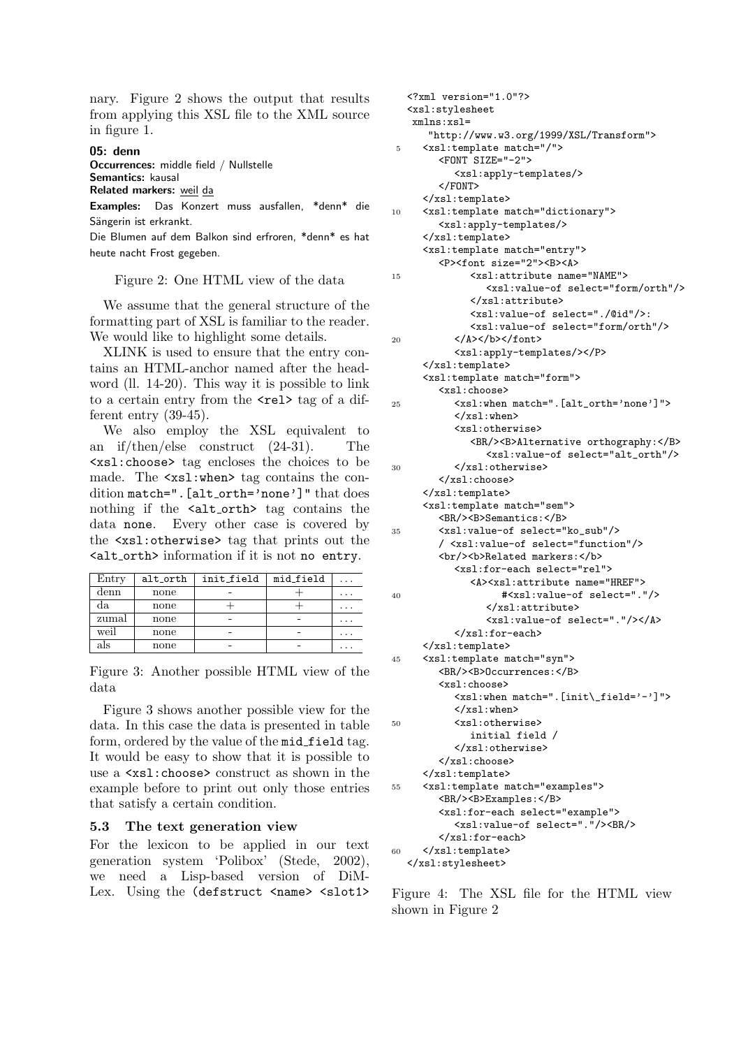nary. Figure 2 shows the output that results from applying this XSL file to the XML source in figure 1.

**05: denn**
**Occurrences:** middle field / Nullstelle
**Semantics:** kausal
**Related markers:** weil da

**Examples:** Das Konzert muss ausfallen, *denn* die Sängerin ist erkrankt.
Die Blumen auf dem Balkon sind erfroren, *denn* es hat heute nacht Frost gegeben.

Figure 2: One HTML view of the data

We assume that the general structure of the formatting part of XSL is familiar to the reader. We would like to highlight some details.

XLINK is used to ensure that the entry contains an HTML-anchor named after the headword (ll. 14-20). This way it is possible to link to a certain entry from the `<rel>` tag of a different entry (39-45).

We also employ the XSL equivalent to an if/then/else construct (24-31). The `<xsl:choose>` tag encloses the choices to be made. The `<xsl:when>` tag contains the condition `match=".[alt_orth='none']"` that does nothing if the `<alt_orth>` tag contains the data `none`. Every other case is covered by the `<xsl:otherwise>` tag that prints out the `<alt_orth>` information if it is not `no entry`.

| Entry | alt_orth | init_field | mid_field | ... |
|---|---|---|---|---|
| denn | none | - | + | ... |
| da | none | + | + | ... |
| zumal | none | - | - | ... |
| weil | none | - | - | ... |
| als | none | - | - | ... |

Figure 3: Another possible HTML view of the data

Figure 3 shows another possible view for the data. In this case the data is presented in table form, ordered by the value of the `mid_field` tag. It would be easy to show that it is possible to use a `<xsl:choose>` construct as shown in the example before to print out only those entries that satisfy a certain condition.

### 5.3 The text generation view

For the lexicon to be applied in our text generation system 'Polibox' (Stede, 2002), we need a Lisp-based version of DiMLex. Using the `(defstruct <name> <slot1>`

```
<?xml version="1.0"?>
<xsl:stylesheet
 xmlns:xsl=
    "http://www.w3.org/1999/XSL/Transform">
5   <xsl:template match="/">
      <FONT SIZE="-2">
        <xsl:apply-templates/>
      </FONT>
    </xsl:template>
10  <xsl:template match="dictionary">
      <xsl:apply-templates/>
    </xsl:template>
    <xsl:template match="entry">
      <P><font size="2"><B><A>
15        <xsl:attribute name="NAME">
            <xsl:value-of select="form/orth"/>
          </xsl:attribute>
          <xsl:value-of select="./@id"/>:
          <xsl:value-of select="form/orth"/>
20      </A></b></font>
        <xsl:apply-templates/></P>
    </xsl:template>
    <xsl:template match="form">
      <xsl:choose>
25      <xsl:when match=".[alt_orth='none']">
        </xsl:when>
        <xsl:otherwise>
          <BR/><B>Alternative orthography:</B>
            <xsl:value-of select="alt_orth"/>
30      </xsl:otherwise>
      </xsl:choose>
    </xsl:template>
    <xsl:template match="sem">
      <BR/><B>Semantics:</B>
35    <xsl:value-of select="ko_sub"/>
      / <xsl:value-of select="function"/>
      <br/><b>Related markers:</b>
        <xsl:for-each select="rel">
          <A><xsl:attribute name="HREF">
40            #<xsl:value-of select="."/>
            </xsl:attribute>
            <xsl:value-of select="."/></A>
        </xsl:for-each>
    </xsl:template>
45  <xsl:template match="syn">
      <BR/><B>Occurrences:</B>
      <xsl:choose>
        <xsl:when match=".[init\_field='-']">
        </xsl:when>
50      <xsl:otherwise>
          initial field /
        </xsl:otherwise>
      </xsl:choose>
    </xsl:template>
55  <xsl:template match="examples">
      <BR/><B>Examples:</B>
      <xsl:for-each select="example">
        <xsl:value-of select="."/><BR/>
      </xsl:for-each>
60  </xsl:template>
</xsl:stylesheet>
```

Figure 4: The XSL file for the HTML view shown in Figure 2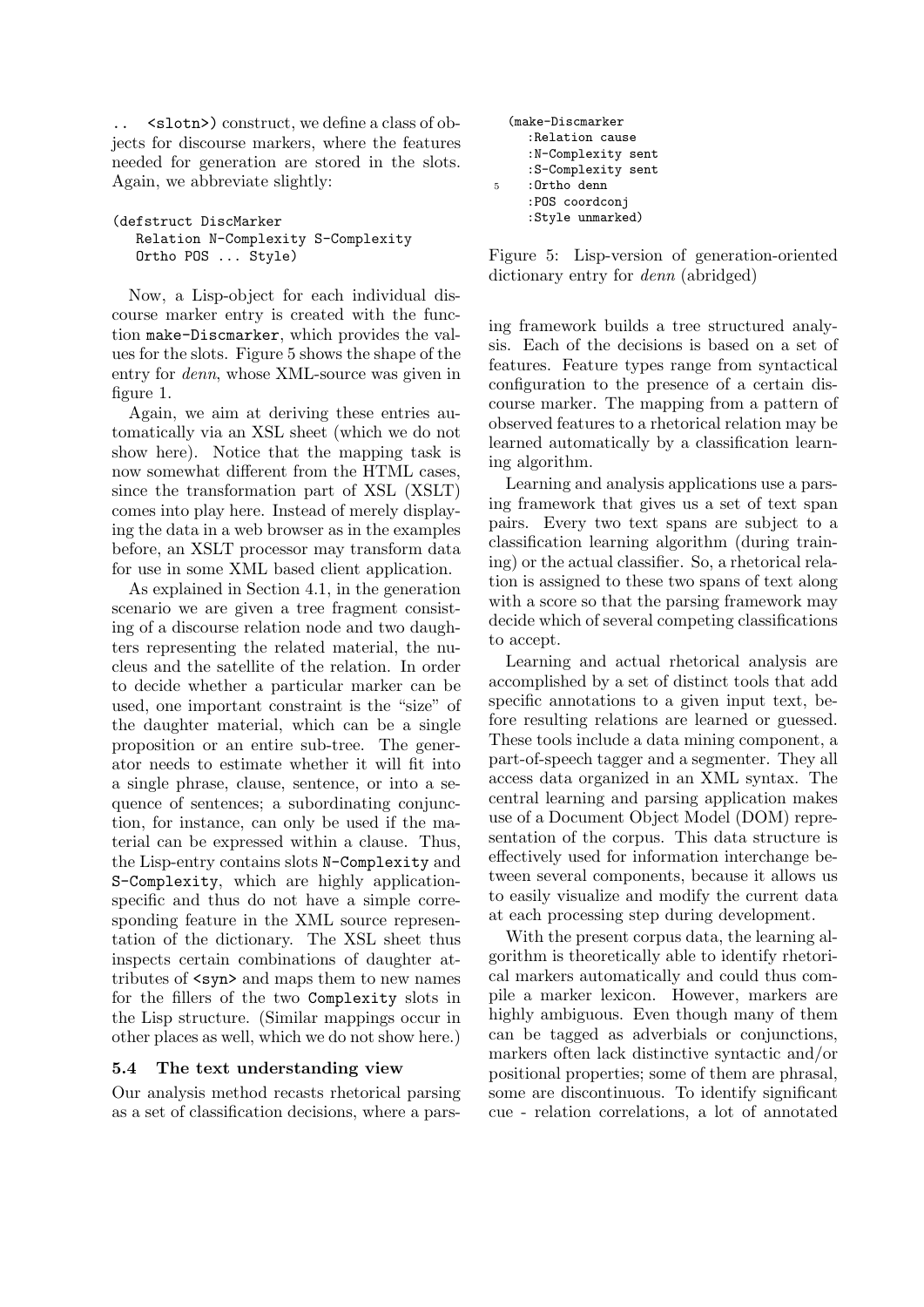.. <slotn>) construct, we define a class of objects for discourse markers, where the features needed for generation are stored in the slots. Again, we abbreviate slightly:

```
(defstruct DiscMarker
   Relation N-Complexity S-Complexity
   Ortho POS ... Style)
```

Now, a Lisp-object for each individual discourse marker entry is created with the function `make-Discmarker`, which provides the values for the slots. Figure 5 shows the shape of the entry for *denn*, whose XML-source was given in figure 1.

Again, we aim at deriving these entries automatically via an XSL sheet (which we do not show here). Notice that the mapping task is now somewhat different from the HTML cases, since the transformation part of XSL (XSLT) comes into play here. Instead of merely displaying the data in a web browser as in the examples before, an XSLT processor may transform data for use in some XML based client application.

As explained in Section 4.1, in the generation scenario we are given a tree fragment consisting of a discourse relation node and two daughters representing the related material, the nucleus and the satellite of the relation. In order to decide whether a particular marker can be used, one important constraint is the "size" of the daughter material, which can be a single proposition or an entire sub-tree. The generator needs to estimate whether it will fit into a single phrase, clause, sentence, or into a sequence of sentences; a subordinating conjunction, for instance, can only be used if the material can be expressed within a clause. Thus, the Lisp-entry contains slots `N-Complexity` and `S-Complexity`, which are highly application-specific and thus do not have a simple corresponding feature in the XML source representation of the dictionary. The XSL sheet thus inspects certain combinations of daughter attributes of `<syn>` and maps them to new names for the fillers of the two `Complexity` slots in the Lisp structure. (Similar mappings occur in other places as well, which we do not show here.)

```
(make-Discmarker
   :Relation cause
   :N-Complexity sent
   :S-Complexity sent
5  :Ortho denn
   :POS coordconj
   :Style unmarked)
```

Figure 5: Lisp-version of generation-oriented dictionary entry for *denn* (abridged)

### 5.4 The text understanding view

Our analysis method recasts rhetorical parsing as a set of classification decisions, where a parsing framework builds a tree structured analysis. Each of the decisions is based on a set of features. Feature types range from syntactical configuration to the presence of a certain discourse marker. The mapping from a pattern of observed features to a rhetorical relation may be learned automatically by a classification learning algorithm.

Learning and analysis applications use a parsing framework that gives us a set of text span pairs. Every two text spans are subject to a classification learning algorithm (during training) or the actual classifier. So, a rhetorical relation is assigned to these two spans of text along with a score so that the parsing framework may decide which of several competing classifications to accept.

Learning and actual rhetorical analysis are accomplished by a set of distinct tools that add specific annotations to a given input text, before resulting relations are learned or guessed. These tools include a data mining component, a part-of-speech tagger and a segmenter. They all access data organized in an XML syntax. The central learning and parsing application makes use of a Document Object Model (DOM) representation of the corpus. This data structure is effectively used for information interchange between several components, because it allows us to easily visualize and modify the current data at each processing step during development.

With the present corpus data, the learning algorithm is theoretically able to identify rhetorical markers automatically and could thus compile a marker lexicon. However, markers are highly ambiguous. Even though many of them can be tagged as adverbials or conjunctions, markers often lack distinctive syntactic and/or positional properties; some of them are phrasal, some are discontinuous. To identify significant cue - relation correlations, a lot of annotated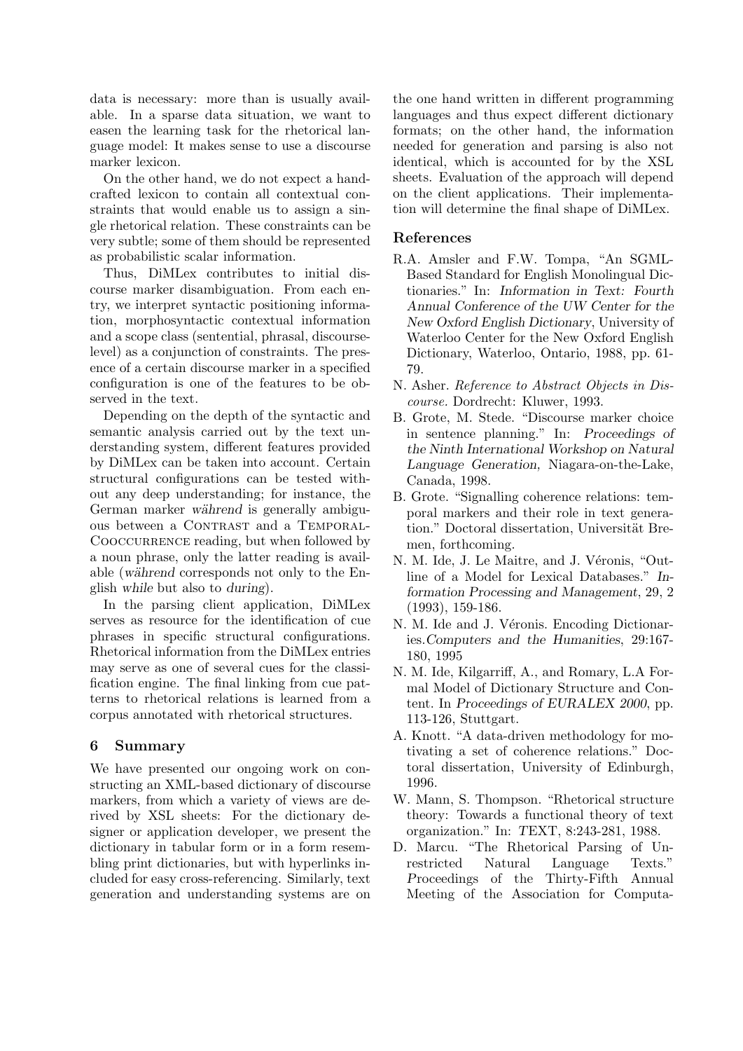data is necessary: more than is usually available. In a sparse data situation, we want to easen the learning task for the rhetorical language model: It makes sense to use a discourse marker lexicon.

On the other hand, we do not expect a handcrafted lexicon to contain all contextual constraints that would enable us to assign a single rhetorical relation. These constraints can be very subtle; some of them should be represented as probabilistic scalar information.

Thus, DiMLex contributes to initial discourse marker disambiguation. From each entry, we interpret syntactic positioning information, morphosyntactic contextual information and a scope class (sentential, phrasal, discourse-level) as a conjunction of constraints. The presence of a certain discourse marker in a specified configuration is one of the features to be observed in the text.

Depending on the depth of the syntactic and semantic analysis carried out by the text understanding system, different features provided by DiMLex can be taken into account. Certain structural configurations can be tested without any deep understanding; for instance, the German marker *während* is generally ambiguous between a CONTRAST and a TEMPORAL-COOCCURRENCE reading, but when followed by a noun phrase, only the latter reading is available (*während* corresponds not only to the English *while* but also to *during*).

In the parsing client application, DiMLex serves as resource for the identification of cue phrases in specific structural configurations. Rhetorical information from the DiMLex entries may serve as one of several cues for the classification engine. The final linking from cue patterns to rhetorical relations is learned from a corpus annotated with rhetorical structures.

## 6 Summary

We have presented our ongoing work on constructing an XML-based dictionary of discourse markers, from which a variety of views are derived by XSL sheets: For the dictionary designer or application developer, we present the dictionary in tabular form or in a form resembling print dictionaries, but with hyperlinks included for easy cross-referencing. Similarly, text generation and understanding systems are on the one hand written in different programming languages and thus expect different dictionary formats; on the other hand, the information needed for generation and parsing is also not identical, which is accounted for by the XSL sheets. Evaluation of the approach will depend on the client applications. Their implementation will determine the final shape of DiMLex.

## References

R.A. Amsler and F.W. Tompa, "An SGML-Based Standard for English Monolingual Dictionaries." In: *Information in Text: Fourth Annual Conference of the UW Center for the New Oxford English Dictionary*, University of Waterloo Center for the New Oxford English Dictionary, Waterloo, Ontario, 1988, pp. 61-79.

N. Asher. *Reference to Abstract Objects in Discourse.* Dordrecht: Kluwer, 1993.

B. Grote, M. Stede. "Discourse marker choice in sentence planning." In: *Proceedings of the Ninth International Workshop on Natural Language Generation,* Niagara-on-the-Lake, Canada, 1998.

B. Grote. "Signalling coherence relations: temporal markers and their role in text generation." Doctoral dissertation, Universität Bremen, forthcoming.

N. M. Ide, J. Le Maitre, and J. Véronis, "Outline of a Model for Lexical Databases." *Information Processing and Management*, 29, 2 (1993), 159-186.

N. M. Ide and J. Véronis. Encoding Dictionaries.*Computers and the Humanities*, 29:167-180, 1995

N. M. Ide, Kilgarriff, A., and Romary, L.A Formal Model of Dictionary Structure and Content. In *Proceedings of EURALEX 2000*, pp. 113-126, Stuttgart.

A. Knott. "A data-driven methodology for motivating a set of coherence relations." Doctoral dissertation, University of Edinburgh, 1996.

W. Mann, S. Thompson. "Rhetorical structure theory: Towards a functional theory of text organization." In: *TEXT*, 8:243-281, 1988.

D. Marcu. "The Rhetorical Parsing of Unrestricted Natural Language Texts." Proceedings of the Thirty-Fifth Annual Meeting of the Association for Computa-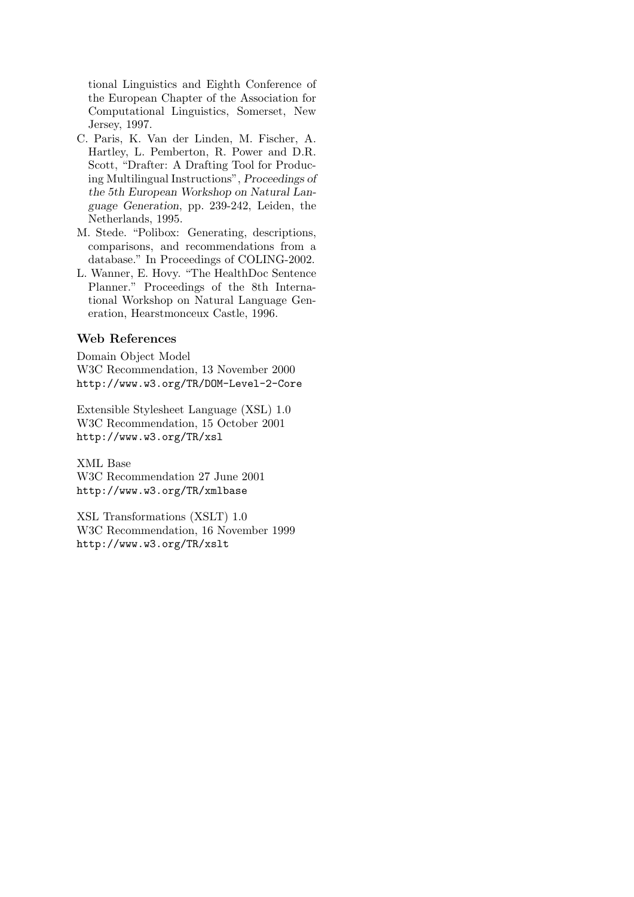tional Linguistics and Eighth Conference of the European Chapter of the Association for Computational Linguistics, Somerset, New Jersey, 1997.

C. Paris, K. Van der Linden, M. Fischer, A. Hartley, L. Pemberton, R. Power and D.R. Scott, "Drafter: A Drafting Tool for Producing Multilingual Instructions", *Proceedings of the 5th European Workshop on Natural Language Generation*, pp. 239-242, Leiden, the Netherlands, 1995.

M. Stede. "Polibox: Generating, descriptions, comparisons, and recommendations from a database." In Proceedings of COLING-2002.

L. Wanner, E. Hovy. "The HealthDoc Sentence Planner." Proceedings of the 8th International Workshop on Natural Language Generation, Hearstmonceux Castle, 1996.

## Web References

Domain Object Model
W3C Recommendation, 13 November 2000
`http://www.w3.org/TR/DOM-Level-2-Core`

Extensible Stylesheet Language (XSL) 1.0
W3C Recommendation, 15 October 2001
`http://www.w3.org/TR/xsl`

XML Base
W3C Recommendation 27 June 2001
`http://www.w3.org/TR/xmlbase`

XSL Transformations (XSLT) 1.0
W3C Recommendation, 16 November 1999
`http://www.w3.org/TR/xslt`